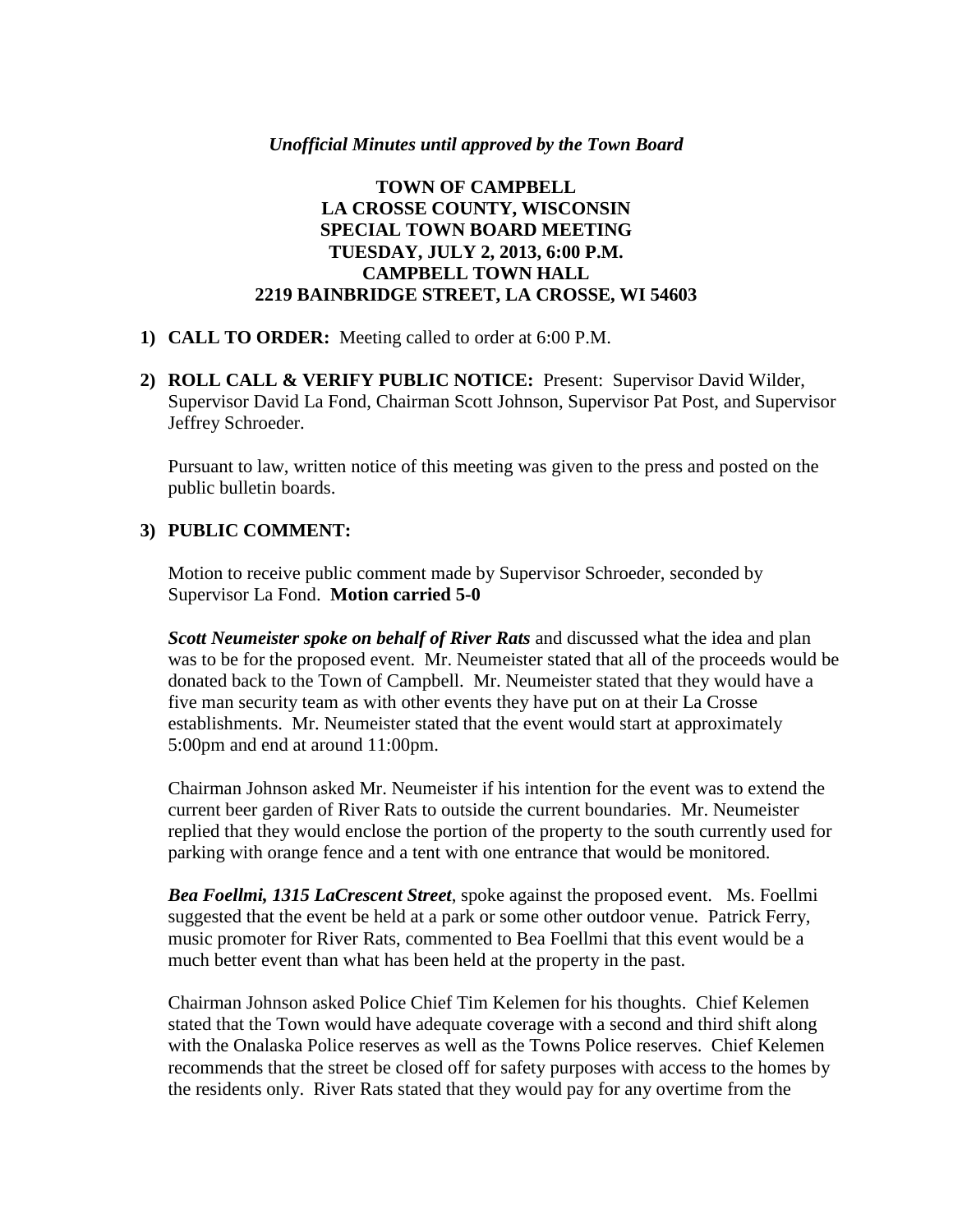*Unofficial Minutes until approved by the Town Board*

**TOWN OF CAMPBELL**
**LA CROSSE COUNTY, WISCONSIN**
**SPECIAL TOWN BOARD MEETING**
**TUESDAY, JULY 2, 2013, 6:00 P.M.**
**CAMPBELL TOWN HALL**
**2219 BAINBRIDGE STREET, LA CROSSE, WI 54603**

1) **CALL TO ORDER:** Meeting called to order at 6:00 P.M.

2) **ROLL CALL & VERIFY PUBLIC NOTICE:** Present: Supervisor David Wilder, Supervisor David La Fond, Chairman Scott Johnson, Supervisor Pat Post, and Supervisor Jeffrey Schroeder.

   Pursuant to law, written notice of this meeting was given to the press and posted on the public bulletin boards.

3) **PUBLIC COMMENT:**

   Motion to receive public comment made by Supervisor Schroeder, seconded by Supervisor La Fond. **Motion carried 5-0**

   ***Scott Neumeister spoke on behalf of River Rats*** and discussed what the idea and plan was to be for the proposed event. Mr. Neumeister stated that all of the proceeds would be donated back to the Town of Campbell. Mr. Neumeister stated that they would have a five man security team as with other events they have put on at their La Crosse establishments. Mr. Neumeister stated that the event would start at approximately 5:00pm and end at around 11:00pm.

   Chairman Johnson asked Mr. Neumeister if his intention for the event was to extend the current beer garden of River Rats to outside the current boundaries. Mr. Neumeister replied that they would enclose the portion of the property to the south currently used for parking with orange fence and a tent with one entrance that would be monitored.

   ***Bea Foellmi, 1315 LaCrescent Street***, spoke against the proposed event. Ms. Foellmi suggested that the event be held at a park or some other outdoor venue. Patrick Ferry, music promoter for River Rats, commented to Bea Foellmi that this event would be a much better event than what has been held at the property in the past.

   Chairman Johnson asked Police Chief Tim Kelemen for his thoughts. Chief Kelemen stated that the Town would have adequate coverage with a second and third shift along with the Onalaska Police reserves as well as the Towns Police reserves. Chief Kelemen recommends that the street be closed off for safety purposes with access to the homes by the residents only. River Rats stated that they would pay for any overtime from the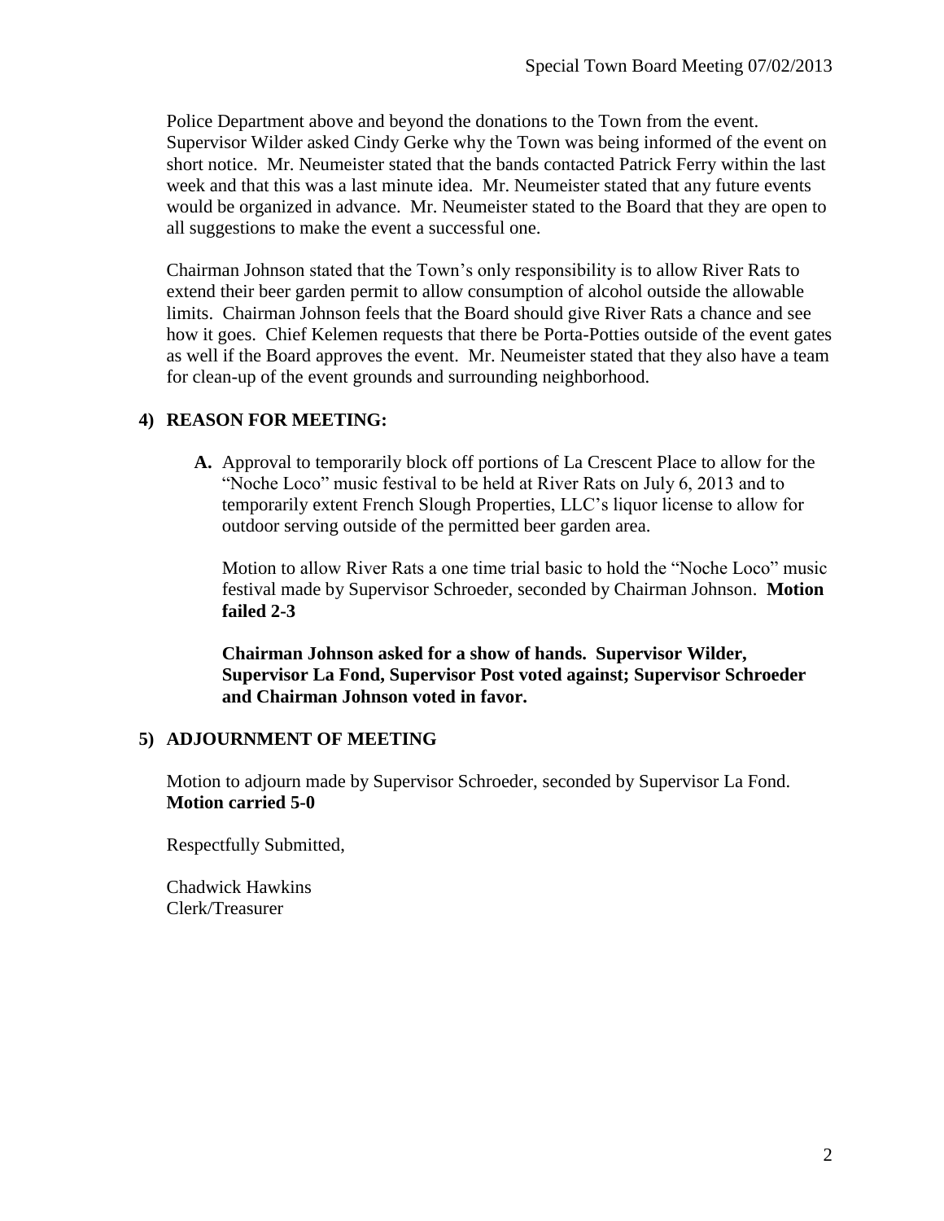Police Department above and beyond the donations to the Town from the event. Supervisor Wilder asked Cindy Gerke why the Town was being informed of the event on short notice. Mr. Neumeister stated that the bands contacted Patrick Ferry within the last week and that this was a last minute idea. Mr. Neumeister stated that any future events would be organized in advance. Mr. Neumeister stated to the Board that they are open to all suggestions to make the event a successful one.

Chairman Johnson stated that the Town's only responsibility is to allow River Rats to extend their beer garden permit to allow consumption of alcohol outside the allowable limits. Chairman Johnson feels that the Board should give River Rats a chance and see how it goes. Chief Kelemen requests that there be Porta-Potties outside of the event gates as well if the Board approves the event. Mr. Neumeister stated that they also have a team for clean-up of the event grounds and surrounding neighborhood.

## 4) REASON FOR MEETING:

**A.** Approval to temporarily block off portions of La Crescent Place to allow for the "Noche Loco" music festival to be held at River Rats on July 6, 2013 and to temporarily extent French Slough Properties, LLC's liquor license to allow for outdoor serving outside of the permitted beer garden area.

Motion to allow River Rats a one time trial basic to hold the "Noche Loco" music festival made by Supervisor Schroeder, seconded by Chairman Johnson. **Motion failed 2-3**

**Chairman Johnson asked for a show of hands. Supervisor Wilder, Supervisor La Fond, Supervisor Post voted against; Supervisor Schroeder and Chairman Johnson voted in favor.**

## 5) ADJOURNMENT OF MEETING

Motion to adjourn made by Supervisor Schroeder, seconded by Supervisor La Fond. **Motion carried 5-0**

Respectfully Submitted,

Chadwick Hawkins
Clerk/Treasurer